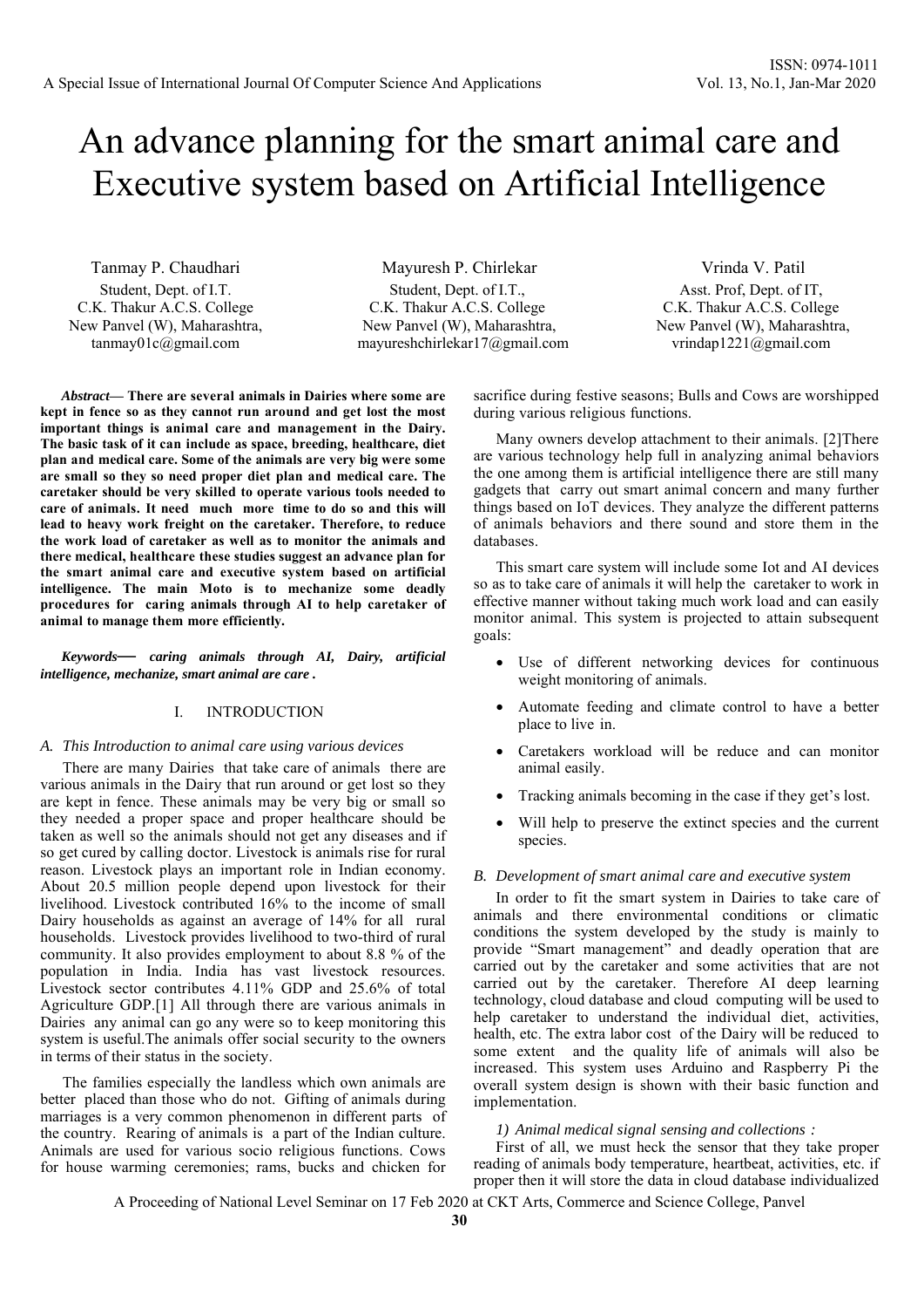# An advance planning for the smart animal care and Executive system based on Artificial Intelligence

Tanmay P. Chaudhari
Student, Dept. of I.T.
C.K. Thakur A.C.S. College
New Panvel (W), Maharashtra,
tanmay01c@gmail.com

Mayuresh P. Chirlekar
Student, Dept. of I.T.,
C.K. Thakur A.C.S. College
New Panvel (W), Maharashtra,
mayureshchirlekar17@gmail.com

Vrinda V. Patil
Asst. Prof, Dept. of IT,
C.K. Thakur A.C.S. College
New Panvel (W), Maharashtra,
vrindap1221@gmail.com

***Abstract*— There are several animals in Dairies where some are kept in fence so as they cannot run around and get lost the most important things is animal care and management in the Dairy. The basic task of it can include as space, breeding, healthcare, diet plan and medical care. Some of the animals are very big were some are small so they so need proper diet plan and medical care. The caretaker should be very skilled to operate various tools needed to care of animals. It need much more time to do so and this will lead to heavy work freight on the caretaker. Therefore, to reduce the work load of caretaker as well as to monitor the animals and there medical, healthcare these studies suggest an advance plan for the smart animal care and executive system based on artificial intelligence. The main Moto is to mechanize some deadly procedures for caring animals through AI to help caretaker of animal to manage them more efficiently.**

***Keywords*— *caring animals through AI, Dairy, artificial intelligence, mechanize, smart animal are care .***

## I. INTRODUCTION

### *A. This Introduction to animal care using various devices*

There are many Dairies that take care of animals there are various animals in the Dairy that run around or get lost so they are kept in fence. These animals may be very big or small so they needed a proper space and proper healthcare should be taken as well so the animals should not get any diseases and if so get cured by calling doctor. Livestock is animals rise for rural reason. Livestock plays an important role in Indian economy. About 20.5 million people depend upon livestock for their livelihood. Livestock contributed 16% to the income of small Dairy households as against an average of 14% for all rural households. Livestock provides livelihood to two-third of rural community. It also provides employment to about 8.8 % of the population in India. India has vast livestock resources. Livestock sector contributes 4.11% GDP and 25.6% of total Agriculture GDP.[1] All through there are various animals in Dairies any animal can go any were so to keep monitoring this system is useful.The animals offer social security to the owners in terms of their status in the society.

The families especially the landless which own animals are better placed than those who do not. Gifting of animals during marriages is a very common phenomenon in different parts of the country. Rearing of animals is a part of the Indian culture. Animals are used for various socio religious functions. Cows for house warming ceremonies; rams, bucks and chicken for sacrifice during festive seasons; Bulls and Cows are worshipped during various religious functions.

Many owners develop attachment to their animals. [2]There are various technology help full in analyzing animal behaviors the one among them is artificial intelligence there are still many gadgets that carry out smart animal concern and many further things based on IoT devices. They analyze the different patterns of animals behaviors and there sound and store them in the databases.

This smart care system will include some Iot and AI devices so as to take care of animals it will help the caretaker to work in effective manner without taking much work load and can easily monitor animal. This system is projected to attain subsequent goals:

- Use of different networking devices for continuous weight monitoring of animals.
- Automate feeding and climate control to have a better place to live in.
- Caretakers workload will be reduce and can monitor animal easily.
- Tracking animals becoming in the case if they get's lost.
- Will help to preserve the extinct species and the current species.

### *B. Development of smart animal care and executive system*

In order to fit the smart system in Dairies to take care of animals and there environmental conditions or climatic conditions the system developed by the study is mainly to provide "Smart management" and deadly operation that are carried out by the caretaker and some activities that are not carried out by the caretaker. Therefore AI deep learning technology, cloud database and cloud computing will be used to help caretaker to understand the individual diet, activities, health, etc. The extra labor cost of the Dairy will be reduced to some extent and the quality life of animals will also be increased. This system uses Arduino and Raspberry Pi the overall system design is shown with their basic function and implementation.

*1) Animal medical signal sensing and collections :*

First of all, we must heck the sensor that they take proper reading of animals body temperature, heartbeat, activities, etc. if proper then it will store the data in cloud database individualized

A Proceeding of National Level Seminar on 17 Feb 2020 at CKT Arts, Commerce and Science College, Panvel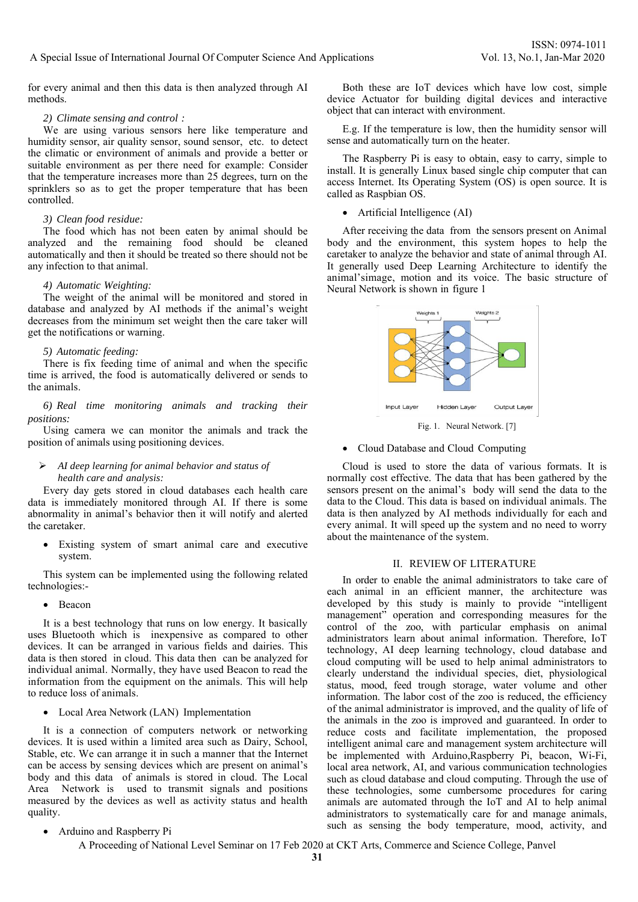for every animal and then this data is then analyzed through AI methods.

*2) Climate sensing and control :*

We are using various sensors here like temperature and humidity sensor, air quality sensor, sound sensor, etc. to detect the climatic or environment of animals and provide a better or suitable environment as per there need for example: Consider that the temperature increases more than 25 degrees, turn on the sprinklers so as to get the proper temperature that has been controlled.

*3) Clean food residue:*

The food which has not been eaten by animal should be analyzed and the remaining food should be cleaned automatically and then it should be treated so there should not be any infection to that animal.

*4) Automatic Weighting:*

The weight of the animal will be monitored and stored in database and analyzed by AI methods if the animal's weight decreases from the minimum set weight then the care taker will get the notifications or warning.

*5) Automatic feeding:*

There is fix feeding time of animal and when the specific time is arrived, the food is automatically delivered or sends to the animals.

*6) Real time monitoring animals and tracking their positions:*

Using camera we can monitor the animals and track the position of animals using positioning devices.

➢ *AI deep learning for animal behavior and status of health care and analysis:*

Every day gets stored in cloud databases each health care data is immediately monitored through AI. If there is some abnormality in animal's behavior then it will notify and alerted the caretaker.

- Existing system of smart animal care and executive system.

This system can be implemented using the following related technologies:-

- Beacon

It is a best technology that runs on low energy. It basically uses Bluetooth which is inexpensive as compared to other devices. It can be arranged in various fields and dairies. This data is then stored in cloud. This data then can be analyzed for individual animal. Normally, they have used Beacon to read the information from the equipment on the animals. This will help to reduce loss of animals.

- Local Area Network (LAN) Implementation

It is a connection of computers network or networking devices. It is used within a limited area such as Dairy, School, Stable, etc. We can arrange it in such a manner that the Internet can be access by sensing devices which are present on animal's body and this data of animals is stored in cloud. The Local Area Network is used to transmit signals and positions measured by the devices as well as activity status and health quality.

- Arduino and Raspberry Pi

Both these are IoT devices which have low cost, simple device Actuator for building digital devices and interactive object that can interact with environment.

E.g. If the temperature is low, then the humidity sensor will sense and automatically turn on the heater.

The Raspberry Pi is easy to obtain, easy to carry, simple to install. It is generally Linux based single chip computer that can access Internet. Its Operating System (OS) is open source. It is called as Raspbian OS.

- Artificial Intelligence (AI)

After receiving the data from the sensors present on Animal body and the environment, this system hopes to help the caretaker to analyze the behavior and state of animal through AI. It generally used Deep Learning Architecture to identify the animal'simage, motion and its voice. The basic structure of Neural Network is shown in figure 1

Weights 1
Weights 2
Input Layer
Hidden Layer
Output Layer

Fig. 1. Neural Network. [7]

- Cloud Database and Cloud Computing

Cloud is used to store the data of various formats. It is normally cost effective. The data that has been gathered by the sensors present on the animal's body will send the data to the data to the Cloud. This data is based on individual animals. The data is then analyzed by AI methods individually for each and every animal. It will speed up the system and no need to worry about the maintenance of the system.

## II. Review of Literature

In order to enable the animal administrators to take care of each animal in an efficient manner, the architecture was developed by this study is mainly to provide "intelligent management" operation and corresponding measures for the control of the zoo, with particular emphasis on animal administrators learn about animal information. Therefore, IoT technology, AI deep learning technology, cloud database and cloud computing will be used to help animal administrators to clearly understand the individual species, diet, physiological status, mood, feed trough storage, water volume and other information. The labor cost of the zoo is reduced, the efficiency of the animal administrator is improved, and the quality of life of the animals in the zoo is improved and guaranteed. In order to reduce costs and facilitate implementation, the proposed intelligent animal care and management system architecture will be implemented with Arduino,Raspberry Pi, beacon, Wi-Fi, local area network, AI, and various communication technologies such as cloud database and cloud computing. Through the use of these technologies, some cumbersome procedures for caring animals are automated through the IoT and AI to help animal administrators to systematically care for and manage animals, such as sensing the body temperature, mood, activity, and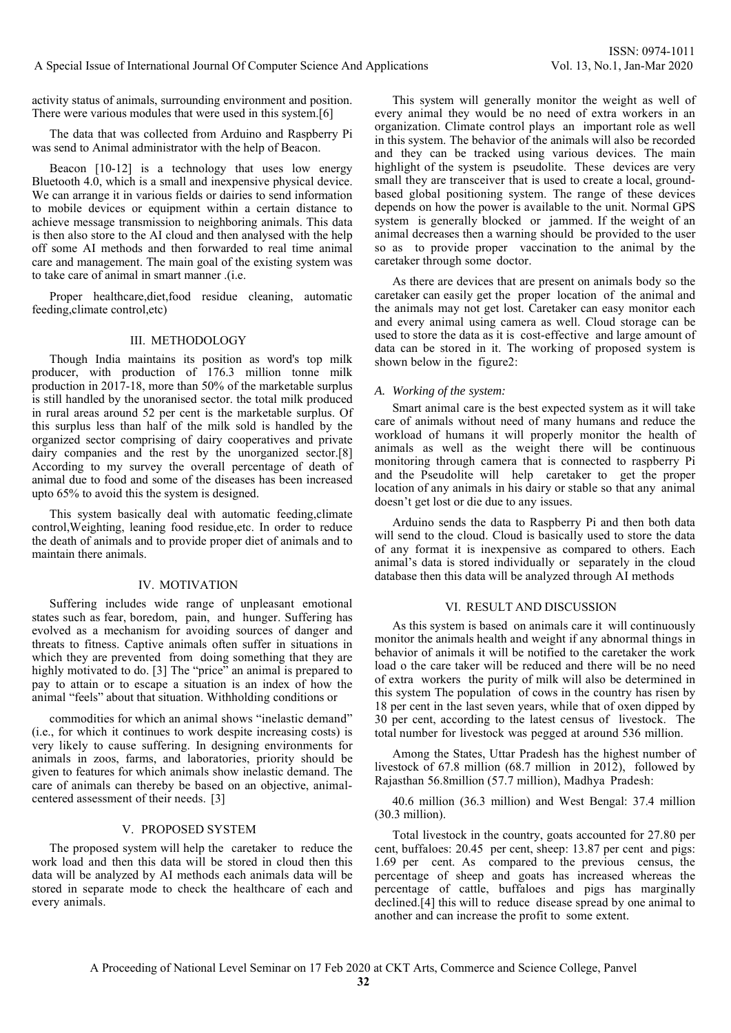activity status of animals, surrounding environment and position. There were various modules that were used in this system.[6]

The data that was collected from Arduino and Raspberry Pi was send to Animal administrator with the help of Beacon.

Beacon [10-12] is a technology that uses low energy Bluetooth 4.0, which is a small and inexpensive physical device. We can arrange it in various fields or dairies to send information to mobile devices or equipment within a certain distance to achieve message transmission to neighboring animals. This data is then also store to the AI cloud and then analysed with the help off some AI methods and then forwarded to real time animal care and management. The main goal of the existing system was to take care of animal in smart manner .(i.e.

Proper healthcare,diet,food residue cleaning, automatic feeding,climate control,etc)

## III. METHODOLOGY

Though India maintains its position as word's top milk producer, with production of 176.3 million tonne milk production in 2017-18, more than 50% of the marketable surplus is still handled by the unoranised sector. the total milk produced in rural areas around 52 per cent is the marketable surplus. Of this surplus less than half of the milk sold is handled by the organized sector comprising of dairy cooperatives and private dairy companies and the rest by the unorganized sector.[8] According to my survey the overall percentage of death of animal due to food and some of the diseases has been increased upto 65% to avoid this the system is designed.

This system basically deal with automatic feeding,climate control,Weighting, leaning food residue,etc. In order to reduce the death of animals and to provide proper diet of animals and to maintain there animals.

## IV. MOTIVATION

Suffering includes wide range of unpleasant emotional states such as fear, boredom, pain, and hunger. Suffering has evolved as a mechanism for avoiding sources of danger and threats to fitness. Captive animals often suffer in situations in which they are prevented from doing something that they are highly motivated to do. [3] The "price" an animal is prepared to pay to attain or to escape a situation is an index of how the animal "feels" about that situation. Withholding conditions or

commodities for which an animal shows "inelastic demand" (i.e., for which it continues to work despite increasing costs) is very likely to cause suffering. In designing environments for animals in zoos, farms, and laboratories, priority should be given to features for which animals show inelastic demand. The care of animals can thereby be based on an objective, animal-centered assessment of their needs. [3]

## V. PROPOSED SYSTEM

The proposed system will help the caretaker to reduce the work load and then this data will be stored in cloud then this data will be analyzed by AI methods each animals data will be stored in separate mode to check the healthcare of each and every animals.

This system will generally monitor the weight as well of every animal they would be no need of extra workers in an organization. Climate control plays an important role as well in this system. The behavior of the animals will also be recorded and they can be tracked using various devices. The main highlight of the system is pseudolite. These devices are very small they are transceiver that is used to create a local, ground-based global positioning system. The range of these devices depends on how the power is available to the unit. Normal GPS system is generally blocked or jammed. If the weight of an animal decreases then a warning should be provided to the user so as to provide proper vaccination to the animal by the caretaker through some doctor.

As there are devices that are present on animals body so the caretaker can easily get the proper location of the animal and the animals may not get lost. Caretaker can easy monitor each and every animal using camera as well. Cloud storage can be used to store the data as it is cost-effective and large amount of data can be stored in it. The working of proposed system is shown below in the figure2:

### *A. Working of the system:*

Smart animal care is the best expected system as it will take care of animals without need of many humans and reduce the workload of humans it will properly monitor the health of animals as well as the weight there will be continuous monitoring through camera that is connected to raspberry Pi and the Pseudolite will help caretaker to get the proper location of any animals in his dairy or stable so that any animal doesn't get lost or die due to any issues.

Arduino sends the data to Raspberry Pi and then both data will send to the cloud. Cloud is basically used to store the data of any format it is inexpensive as compared to others. Each animal's data is stored individually or separately in the cloud database then this data will be analyzed through AI methods

## VI. RESULT AND DISCUSSION

As this system is based on animals care it will continuously monitor the animals health and weight if any abnormal things in behavior of animals it will be notified to the caretaker the work load o the care taker will be reduced and there will be no need of extra workers the purity of milk will also be determined in this system The population of cows in the country has risen by 18 per cent in the last seven years, while that of oxen dipped by 30 per cent, according to the latest census of livestock. The total number for livestock was pegged at around 536 million.

Among the States, Uttar Pradesh has the highest number of livestock of 67.8 million (68.7 million in 2012), followed by Rajasthan 56.8million (57.7 million), Madhya Pradesh:

40.6 million (36.3 million) and West Bengal: 37.4 million (30.3 million).

Total livestock in the country, goats accounted for 27.80 per cent, buffaloes: 20.45 per cent, sheep: 13.87 per cent and pigs: 1.69 per cent. As compared to the previous census, the percentage of sheep and goats has increased whereas the percentage of cattle, buffaloes and pigs has marginally declined.[4] this will to reduce disease spread by one animal to another and can increase the profit to some extent.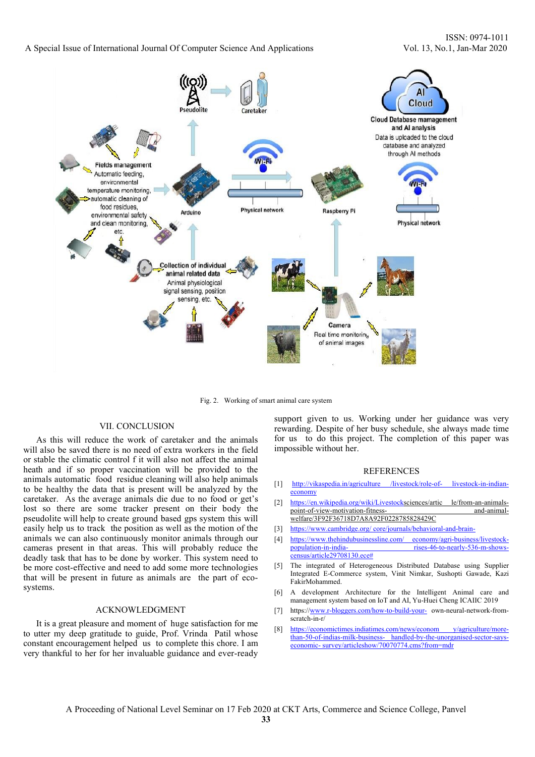Fig. 2. Working of smart animal care system

## VII. CONCLUSION

As this will reduce the work of caretaker and the animals will also be saved there is no need of extra workers in the field or stable the climatic control f it will also not affect the animal heath and if so proper vaccination will be provided to the animals automatic food residue cleaning will also help animals to be healthy the data that is present will be analyzed by the caretaker. As the average animals die due to no food or get's lost so there are some tracker present on their body the pseudolite will help to create ground based gps system this will easily help us to track the position as well as the motion of the animals we can also continuously monitor animals through our cameras present in that areas. This will probably reduce the deadly task that has to be done by worker. This system need to be more cost-effective and need to add some more technologies that will be present in future as animals are the part of eco-systems.

## ACKNOWLEDGMENT

It is a great pleasure and moment of huge satisfaction for me to utter my deep gratitude to guide, Prof. Vrinda Patil whose constant encouragement helped us to complete this chore. I am very thankful to her for her invaluable guidance and ever-ready support given to us. Working under her guidance was very rewarding. Despite of her busy schedule, she always made time for us to do this project. The completion of this paper was impossible without her.

## REFERENCES

[1] http://vikaspedia.in/agriculture /livestock/role-of- livestock-in-indian-economy

[2] https://en.wikipedia.org/wiki/Livestocksciences/artic le/from-an-animals-point-of-view-motivation-fitness- and-animal-welfare/3F92F36718D7A8A92F0228785828429C

[3] https://www.cambridge.org/ core/journals/behavioral-and-brain-

[4] https://www.thehindubusinessline.com/ economy/agri-business/livestock-population-in-india- rises-46-to-nearly-536-m-shows-census/article29708130.ece#

[5] The integrated of Heterogeneous Distributed Database using Supplier Integrated E-Commerce system, Vinit Nimkar, Sushopti Gawade, Kazi FakirMohammed.

[6] A development Architecture for the Intelligent Animal care and management system based on IoT and AI, Yu-Huei Cheng ICAIIC 2019

[7] https://www.r-bloggers.com/how-to-build-your- own-neural-network-from-scratch-in-r/

[8] https://economictimes.indiatimes.com/news/econom y/agriculture/more-than-50-of-indias-milk-business- handled-by-the-unorganised-sector-says-economic- survey/articleshow/70070774.cms?from=mdr